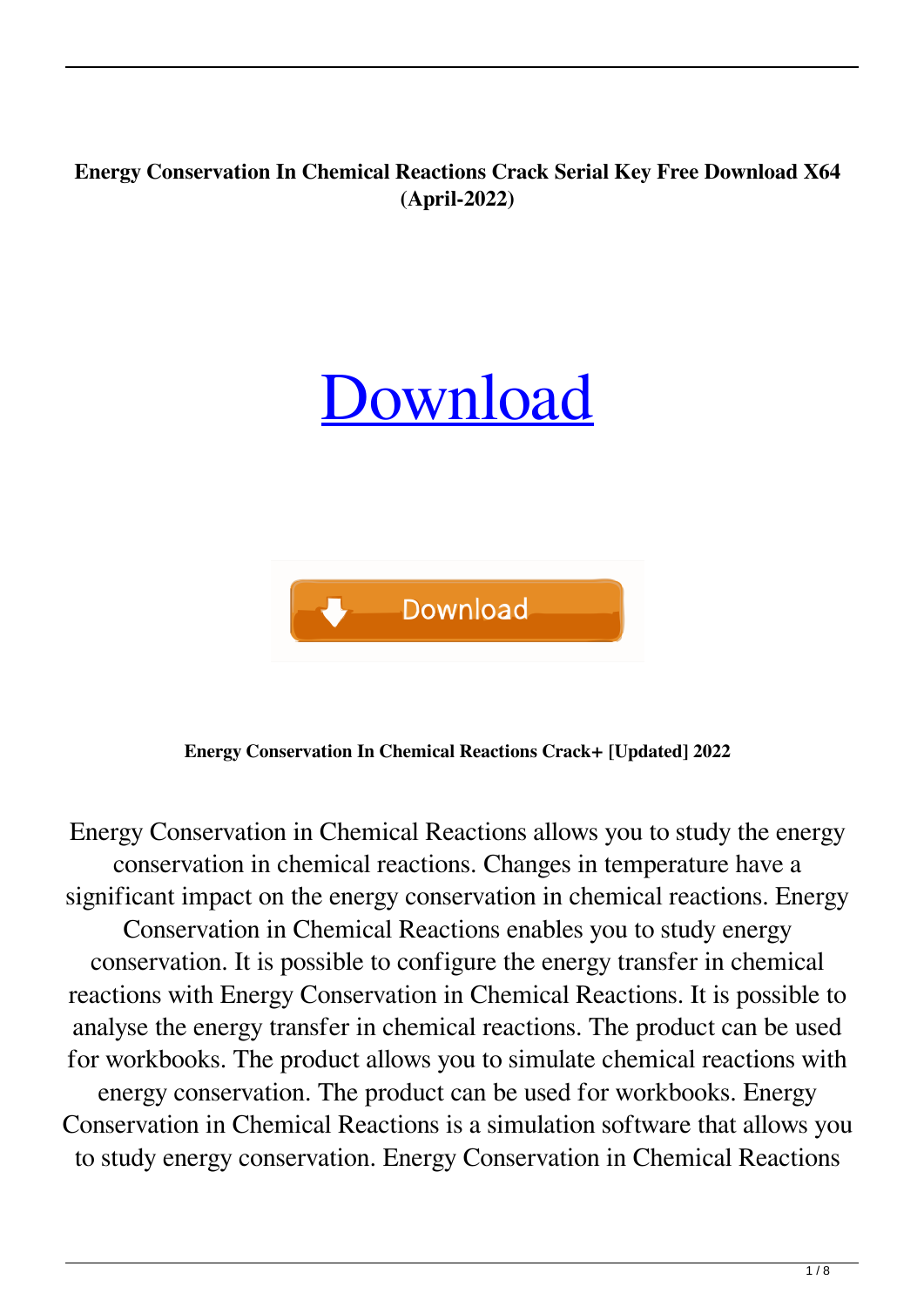**Energy Conservation In Chemical Reactions Crack Serial Key Free Download X64 (April-2022)**

[Download](#)

Download

**Energy Conservation In Chemical Reactions Crack+ [Updated] 2022**

Energy Conservation in Chemical Reactions allows you to study the energy conservation in chemical reactions. Changes in temperature have a significant impact on the energy conservation in chemical reactions. Energy Conservation in Chemical Reactions enables you to study energy conservation. It is possible to configure the energy transfer in chemical reactions with Energy Conservation in Chemical Reactions. It is possible to analyse the energy transfer in chemical reactions. The product can be used for workbooks. The product allows you to simulate chemical reactions with energy conservation. The product can be used for workbooks. Energy Conservation in Chemical Reactions is a simulation software that allows you to study energy conservation. Energy Conservation in Chemical Reactions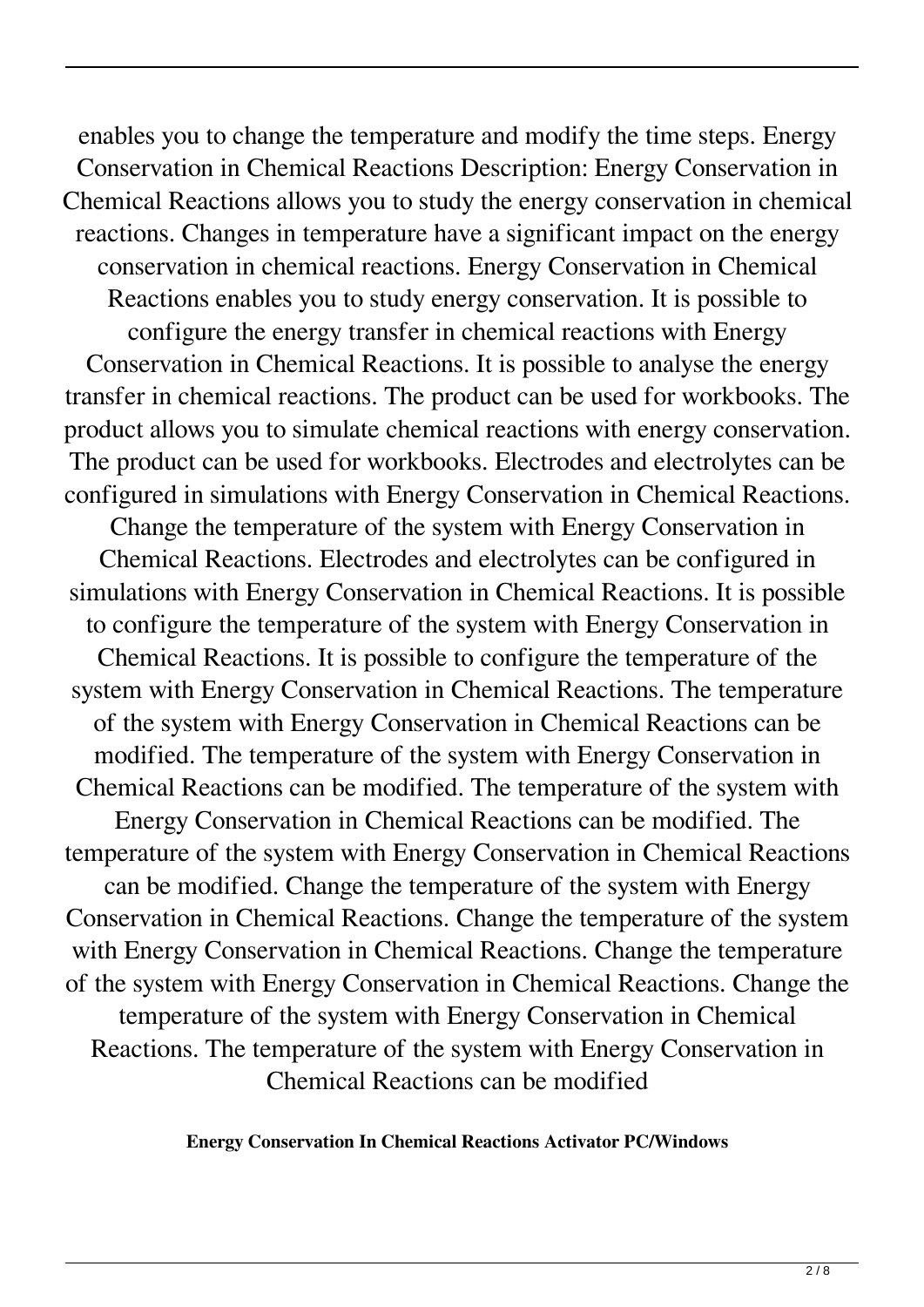enables you to change the temperature and modify the time steps. Energy Conservation in Chemical Reactions Description: Energy Conservation in Chemical Reactions allows you to study the energy conservation in chemical reactions. Changes in temperature have a significant impact on the energy conservation in chemical reactions. Energy Conservation in Chemical Reactions enables you to study energy conservation. It is possible to configure the energy transfer in chemical reactions with Energy Conservation in Chemical Reactions. It is possible to analyse the energy transfer in chemical reactions. The product can be used for workbooks. The product allows you to simulate chemical reactions with energy conservation. The product can be used for workbooks. Electrodes and electrolytes can be configured in simulations with Energy Conservation in Chemical Reactions. Change the temperature of the system with Energy Conservation in Chemical Reactions. Electrodes and electrolytes can be configured in simulations with Energy Conservation in Chemical Reactions. It is possible to configure the temperature of the system with Energy Conservation in Chemical Reactions. It is possible to configure the temperature of the system with Energy Conservation in Chemical Reactions. The temperature of the system with Energy Conservation in Chemical Reactions can be modified. The temperature of the system with Energy Conservation in Chemical Reactions can be modified. The temperature of the system with Energy Conservation in Chemical Reactions can be modified. The temperature of the system with Energy Conservation in Chemical Reactions can be modified. Change the temperature of the system with Energy Conservation in Chemical Reactions. Change the temperature of the system with Energy Conservation in Chemical Reactions. Change the temperature of the system with Energy Conservation in Chemical Reactions. Change the temperature of the system with Energy Conservation in Chemical Reactions. The temperature of the system with Energy Conservation in Chemical Reactions can be modified

**Energy Conservation In Chemical Reactions Activator PC/Windows**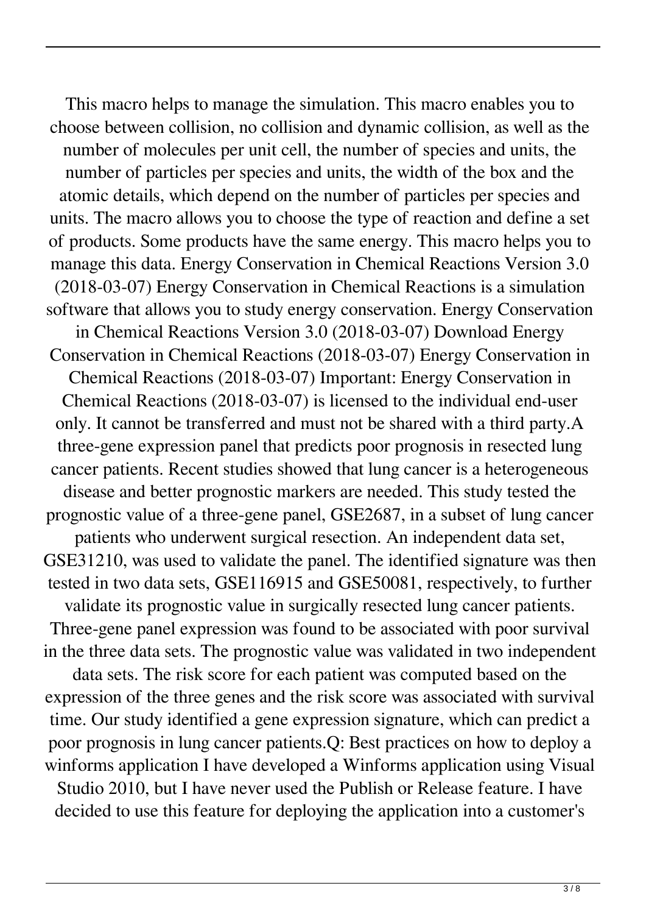This macro helps to manage the simulation. This macro enables you to choose between collision, no collision and dynamic collision, as well as the number of molecules per unit cell, the number of species and units, the number of particles per species and units, the width of the box and the atomic details, which depend on the number of particles per species and units. The macro allows you to choose the type of reaction and define a set of products. Some products have the same energy. This macro helps you to manage this data. Energy Conservation in Chemical Reactions Version 3.0 (2018-03-07) Energy Conservation in Chemical Reactions is a simulation software that allows you to study energy conservation. Energy Conservation in Chemical Reactions Version 3.0 (2018-03-07) Download Energy Conservation in Chemical Reactions (2018-03-07) Energy Conservation in Chemical Reactions (2018-03-07) Important: Energy Conservation in Chemical Reactions (2018-03-07) is licensed to the individual end-user only. It cannot be transferred and must not be shared with a third party.A three-gene expression panel that predicts poor prognosis in resected lung cancer patients. Recent studies showed that lung cancer is a heterogeneous disease and better prognostic markers are needed. This study tested the prognostic value of a three-gene panel, GSE2687, in a subset of lung cancer patients who underwent surgical resection. An independent data set, GSE31210, was used to validate the panel. The identified signature was then tested in two data sets, GSE116915 and GSE50081, respectively, to further validate its prognostic value in surgically resected lung cancer patients. Three-gene panel expression was found to be associated with poor survival in the three data sets. The prognostic value was validated in two independent data sets. The risk score for each patient was computed based on the expression of the three genes and the risk score was associated with survival time. Our study identified a gene expression signature, which can predict a poor prognosis in lung cancer patients.Q: Best practices on how to deploy a winforms application I have developed a Winforms application using Visual Studio 2010, but I have never used the Publish or Release feature. I have decided to use this feature for deploying the application into a customer's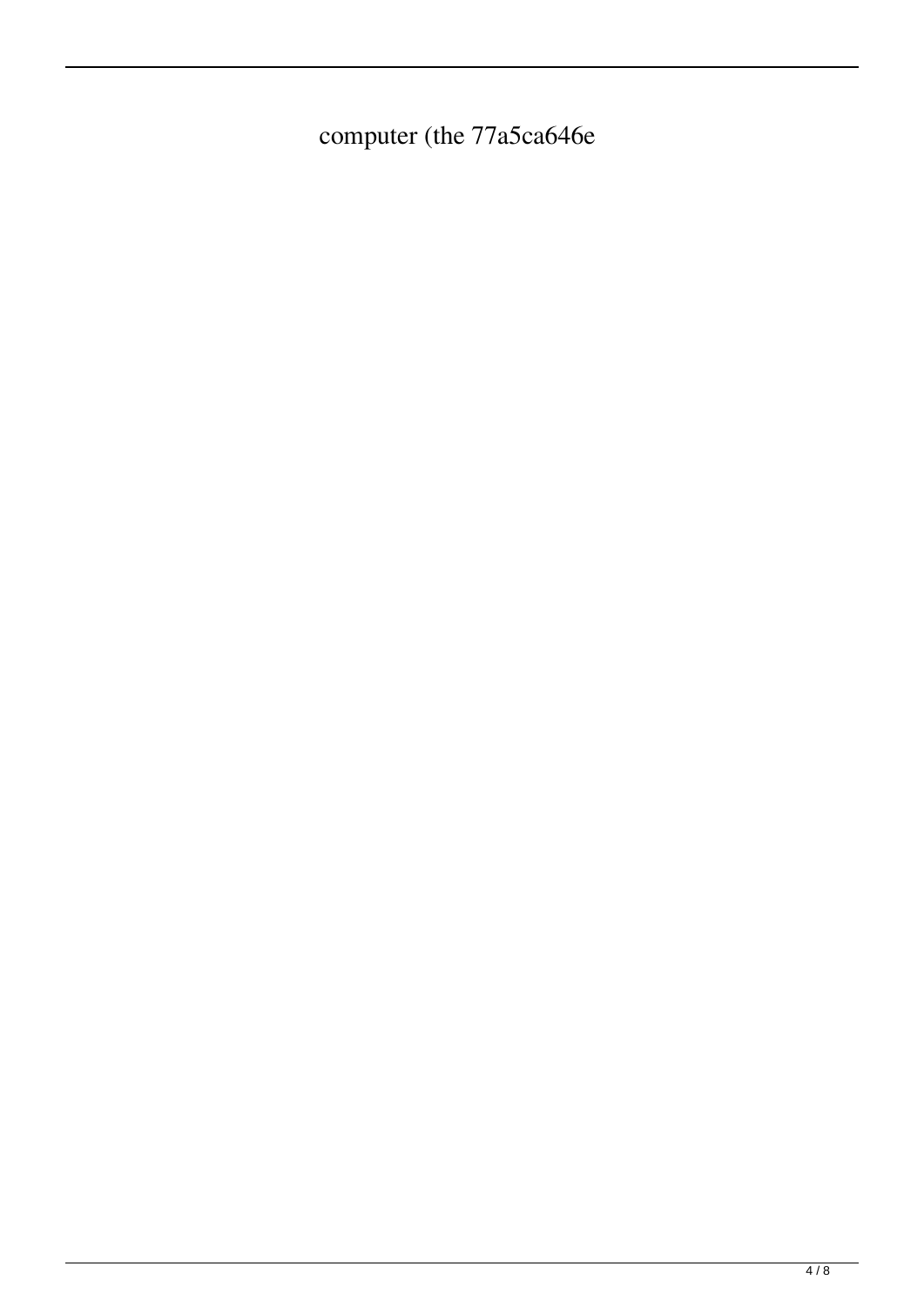computer (the 77a5ca646e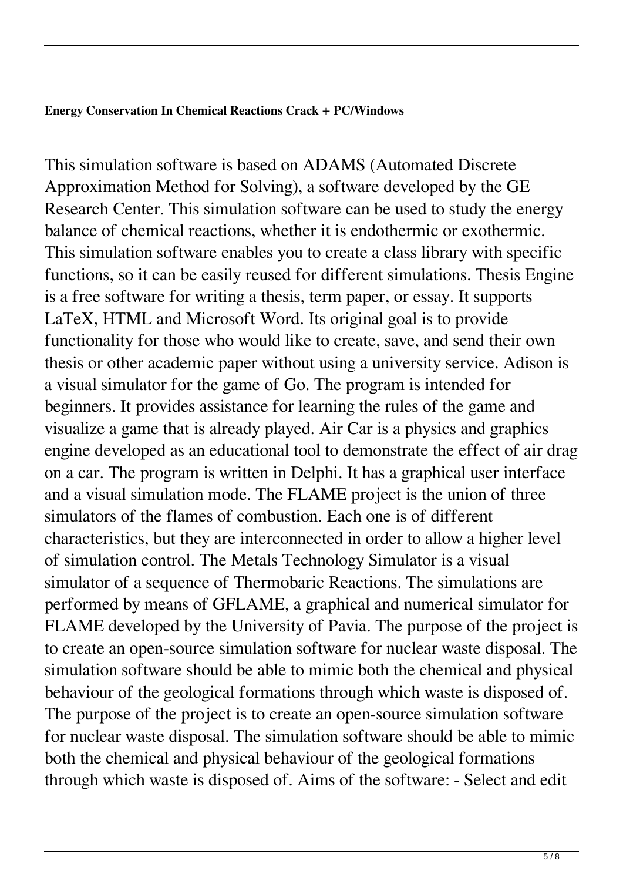**Energy Conservation In Chemical Reactions Crack + PC/Windows**

This simulation software is based on ADAMS (Automated Discrete Approximation Method for Solving), a software developed by the GE Research Center. This simulation software can be used to study the energy balance of chemical reactions, whether it is endothermic or exothermic. This simulation software enables you to create a class library with specific functions, so it can be easily reused for different simulations. Thesis Engine is a free software for writing a thesis, term paper, or essay. It supports LaTeX, HTML and Microsoft Word. Its original goal is to provide functionality for those who would like to create, save, and send their own thesis or other academic paper without using a university service. Adison is a visual simulator for the game of Go. The program is intended for beginners. It provides assistance for learning the rules of the game and visualize a game that is already played. Air Car is a physics and graphics engine developed as an educational tool to demonstrate the effect of air drag on a car. The program is written in Delphi. It has a graphical user interface and a visual simulation mode. The FLAME project is the union of three simulators of the flames of combustion. Each one is of different characteristics, but they are interconnected in order to allow a higher level of simulation control. The Metals Technology Simulator is a visual simulator of a sequence of Thermobaric Reactions. The simulations are performed by means of GFLAME, a graphical and numerical simulator for FLAME developed by the University of Pavia. The purpose of the project is to create an open-source simulation software for nuclear waste disposal. The simulation software should be able to mimic both the chemical and physical behaviour of the geological formations through which waste is disposed of. The purpose of the project is to create an open-source simulation software for nuclear waste disposal. The simulation software should be able to mimic both the chemical and physical behaviour of the geological formations through which waste is disposed of. Aims of the software: - Select and edit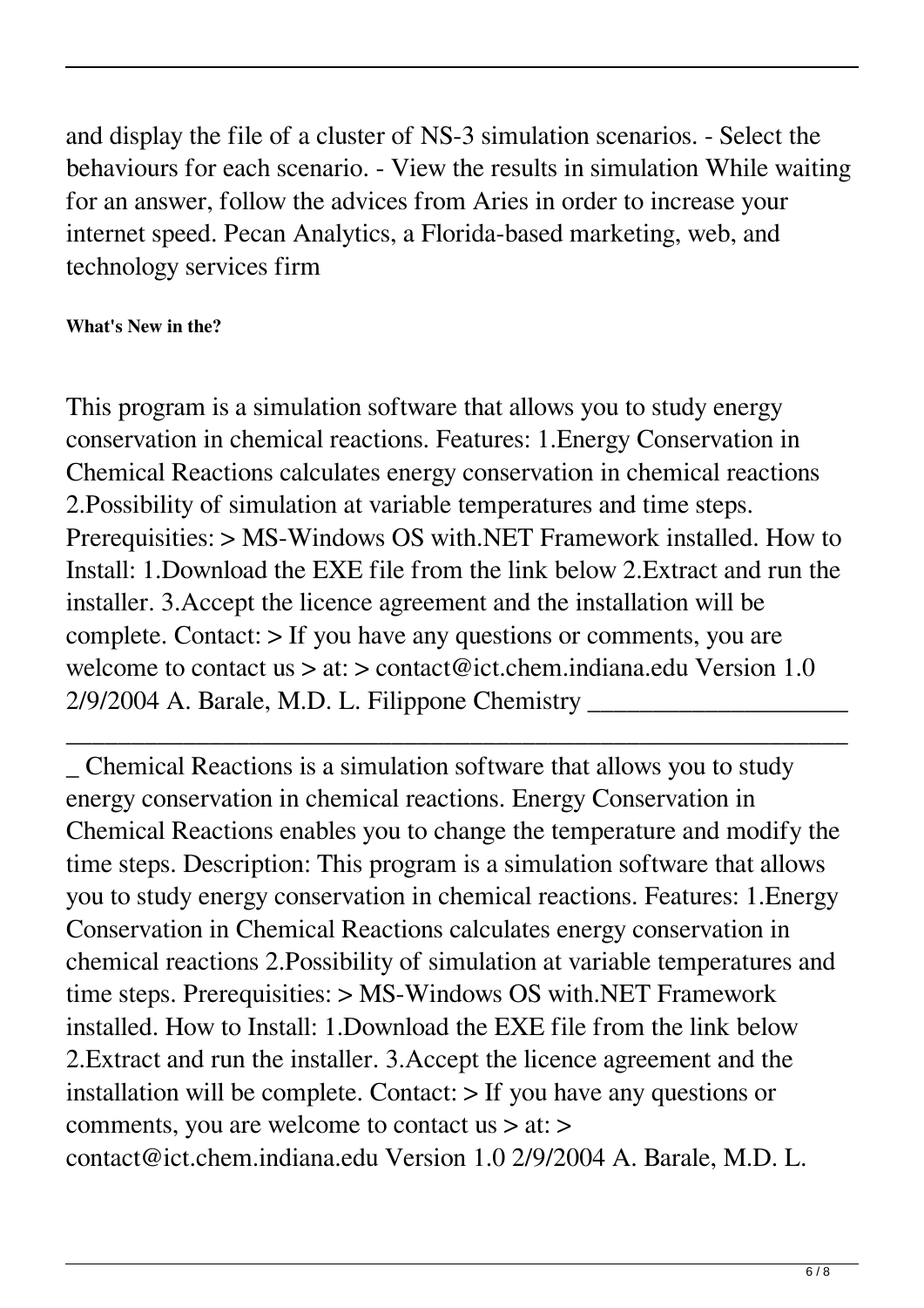and display the file of a cluster of NS-3 simulation scenarios. - Select the behaviours for each scenario. - View the results in simulation While waiting for an answer, follow the advices from Aries in order to increase your internet speed. Pecan Analytics, a Florida-based marketing, web, and technology services firm

**What's New in the?**

This program is a simulation software that allows you to study energy conservation in chemical reactions. Features: 1.Energy Conservation in Chemical Reactions calculates energy conservation in chemical reactions 2.Possibility of simulation at variable temperatures and time steps. Prerequisities: > MS-Windows OS with.NET Framework installed. How to Install: 1.Download the EXE file from the link below 2.Extract and run the installer. 3.Accept the licence agreement and the installation will be complete. Contact: > If you have any questions or comments, you are welcome to contact us > at: > contact@ict.chem.indiana.edu Version 1.0 2/9/2004 A. Barale, M.D. L. Filippone Chemistry _____________________ _________________________________________________________________ _ Chemical Reactions is a simulation software that allows you to study energy conservation in chemical reactions. Energy Conservation in Chemical Reactions enables you to change the temperature and modify the time steps. Description: This program is a simulation software that allows you to study energy conservation in chemical reactions. Features: 1.Energy Conservation in Chemical Reactions calculates energy conservation in chemical reactions 2.Possibility of simulation at variable temperatures and time steps. Prerequisities: > MS-Windows OS with.NET Framework installed. How to Install: 1.Download the EXE file from the link below 2.Extract and run the installer. 3.Accept the licence agreement and the installation will be complete. Contact: > If you have any questions or comments, you are welcome to contact us > at: > contact@ict.chem.indiana.edu Version 1.0 2/9/2004 A. Barale, M.D. L.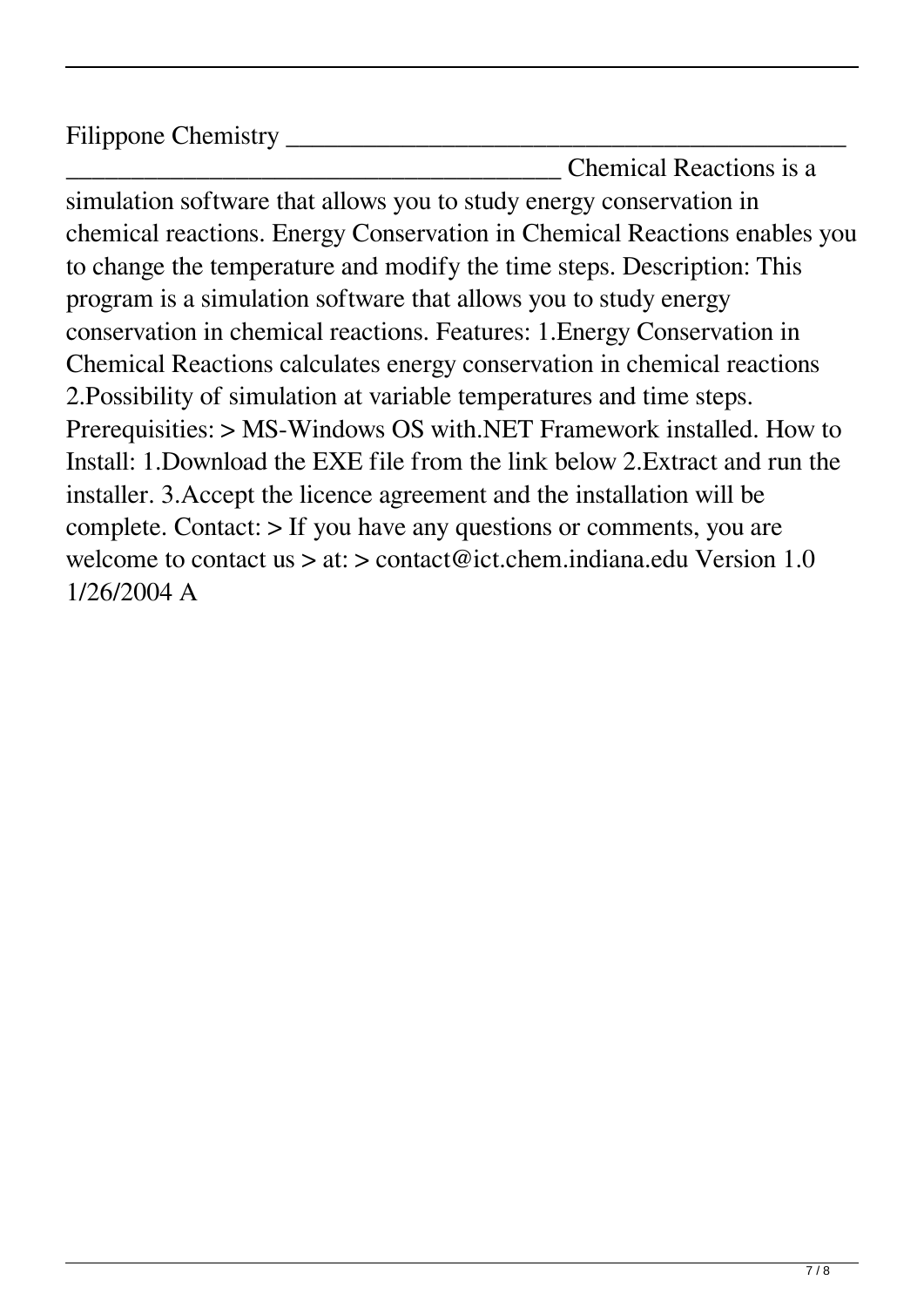Filippone Chemistry ______________________________________________
_______________________________________ Chemical Reactions is a simulation software that allows you to study energy conservation in chemical reactions. Energy Conservation in Chemical Reactions enables you to change the temperature and modify the time steps. Description: This program is a simulation software that allows you to study energy conservation in chemical reactions. Features: 1.Energy Conservation in Chemical Reactions calculates energy conservation in chemical reactions 2.Possibility of simulation at variable temperatures and time steps. Prerequisities: > MS-Windows OS with.NET Framework installed. How to Install: 1.Download the EXE file from the link below 2.Extract and run the installer. 3.Accept the licence agreement and the installation will be complete. Contact: > If you have any questions or comments, you are welcome to contact us > at: > contact@ict.chem.indiana.edu Version 1.0 1/26/2004 A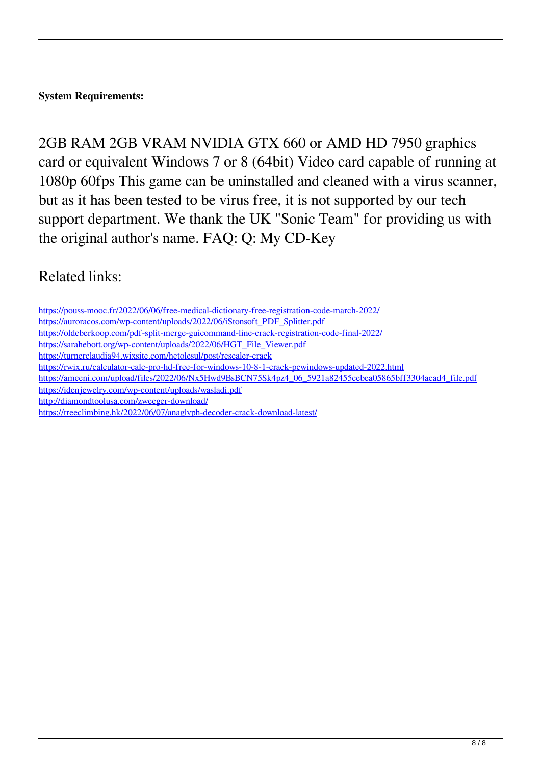**System Requirements:**

2GB RAM 2GB VRAM NVIDIA GTX 660 or AMD HD 7950 graphics card or equivalent Windows 7 or 8 (64bit) Video card capable of running at 1080p 60fps This game can be uninstalled and cleaned with a virus scanner, but as it has been tested to be virus free, it is not supported by our tech support department. We thank the UK "Sonic Team" for providing us with the original author's name. FAQ: Q: My CD-Key

Related links:

https://pouss-mooc.fr/2022/06/06/free-medical-dictionary-free-registration-code-march-2022/
https://auroracos.com/wp-content/uploads/2022/06/iStonsoft_PDF_Splitter.pdf
https://oldeberkoop.com/pdf-split-merge-guicommand-line-crack-registration-code-final-2022/
https://sarahebott.org/wp-content/uploads/2022/06/HGT_File_Viewer.pdf
https://turnerclaudia94.wixsite.com/hetolesul/post/rescaler-crack
https://rwix.ru/calculator-calc-pro-hd-free-for-windows-10-8-1-crack-pcwindows-updated-2022.html
https://ameeni.com/upload/files/2022/06/Nx5Hwd9BsBCN75Sk4pz4_06_5921a82455cebea05865bff3304acad4_file.pdf
https://idenjewelry.com/wp-content/uploads/wasladi.pdf
http://diamondtoolusa.com/zweeger-download/
https://treeclimbing.hk/2022/06/07/anaglyph-decoder-crack-download-latest/